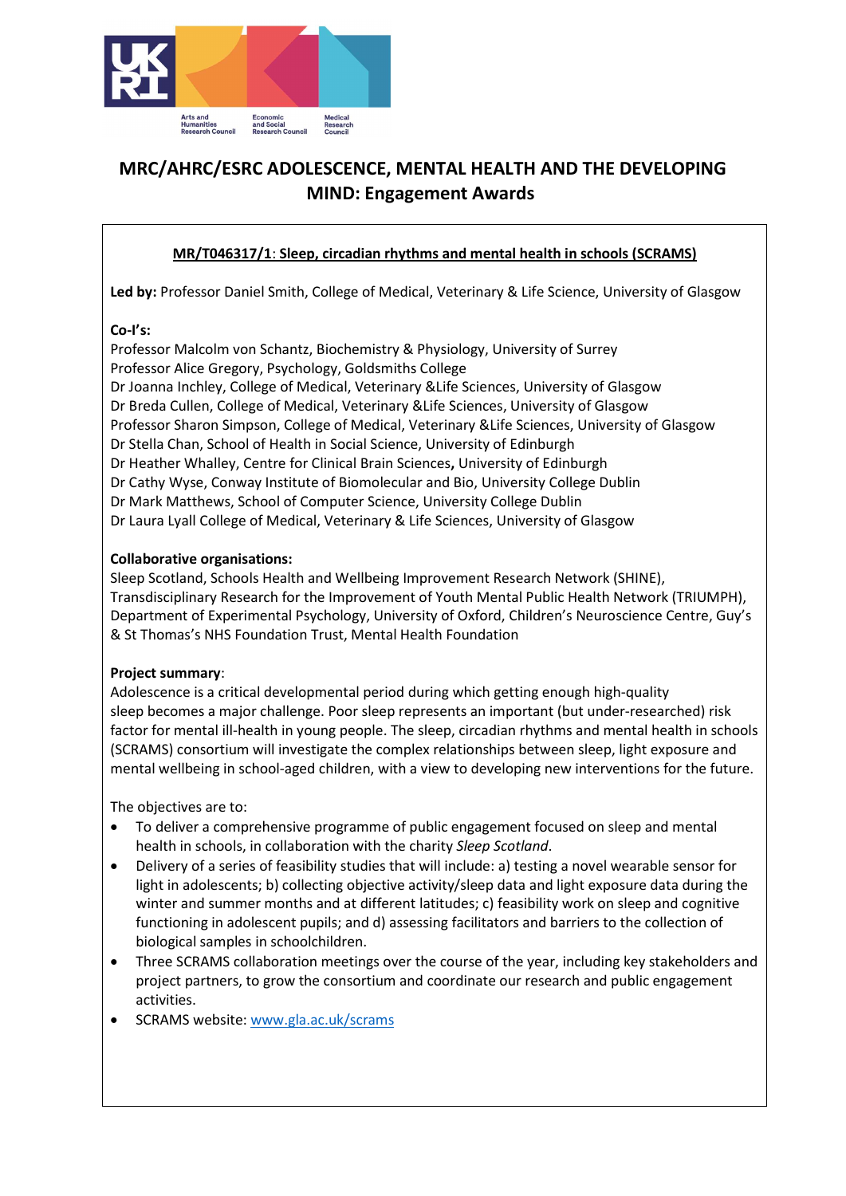# MRC/AHRC/ESRC ADOLESCENCE, MENTAL HEALTH AND THE DEVELOPING MIND: Engagement Awards

**MR/T046317/1**: **Sleep, circadian rhythms and mental health in schools (SCRAMS)**

**Led by:** Professor Daniel Smith, College of Medical, Veterinary & Life Science, University of Glasgow

**Co-I's:**
Professor Malcolm von Schantz, Biochemistry & Physiology, University of Surrey
Professor Alice Gregory, Psychology, Goldsmiths College
Dr Joanna Inchley, College of Medical, Veterinary &Life Sciences, University of Glasgow
Dr Breda Cullen, College of Medical, Veterinary &Life Sciences, University of Glasgow
Professor Sharon Simpson, College of Medical, Veterinary &Life Sciences, University of Glasgow
Dr Stella Chan, School of Health in Social Science, University of Edinburgh
Dr Heather Whalley, Centre for Clinical Brain Sciences**,** University of Edinburgh
Dr Cathy Wyse, Conway Institute of Biomolecular and Bio, University College Dublin
Dr Mark Matthews, School of Computer Science, University College Dublin
Dr Laura Lyall College of Medical, Veterinary & Life Sciences, University of Glasgow

**Collaborative organisations:**
Sleep Scotland, Schools Health and Wellbeing Improvement Research Network (SHINE), Transdisciplinary Research for the Improvement of Youth Mental Public Health Network (TRIUMPH), Department of Experimental Psychology, University of Oxford, Children's Neuroscience Centre, Guy's & St Thomas's NHS Foundation Trust, Mental Health Foundation

**Project summary**:
Adolescence is a critical developmental period during which getting enough high-quality sleep becomes a major challenge. Poor sleep represents an important (but under-researched) risk factor for mental ill-health in young people. The sleep, circadian rhythms and mental health in schools (SCRAMS) consortium will investigate the complex relationships between sleep, light exposure and mental wellbeing in school-aged children, with a view to developing new interventions for the future.

The objectives are to:

- To deliver a comprehensive programme of public engagement focused on sleep and mental health in schools, in collaboration with the charity *Sleep Scotland*.
- Delivery of a series of feasibility studies that will include: a) testing a novel wearable sensor for light in adolescents; b) collecting objective activity/sleep data and light exposure data during the winter and summer months and at different latitudes; c) feasibility work on sleep and cognitive functioning in adolescent pupils; and d) assessing facilitators and barriers to the collection of biological samples in schoolchildren.
- Three SCRAMS collaboration meetings over the course of the year, including key stakeholders and project partners, to grow the consortium and coordinate our research and public engagement activities.
- SCRAMS website: [www.gla.ac.uk/scrams](www.gla.ac.uk/scrams)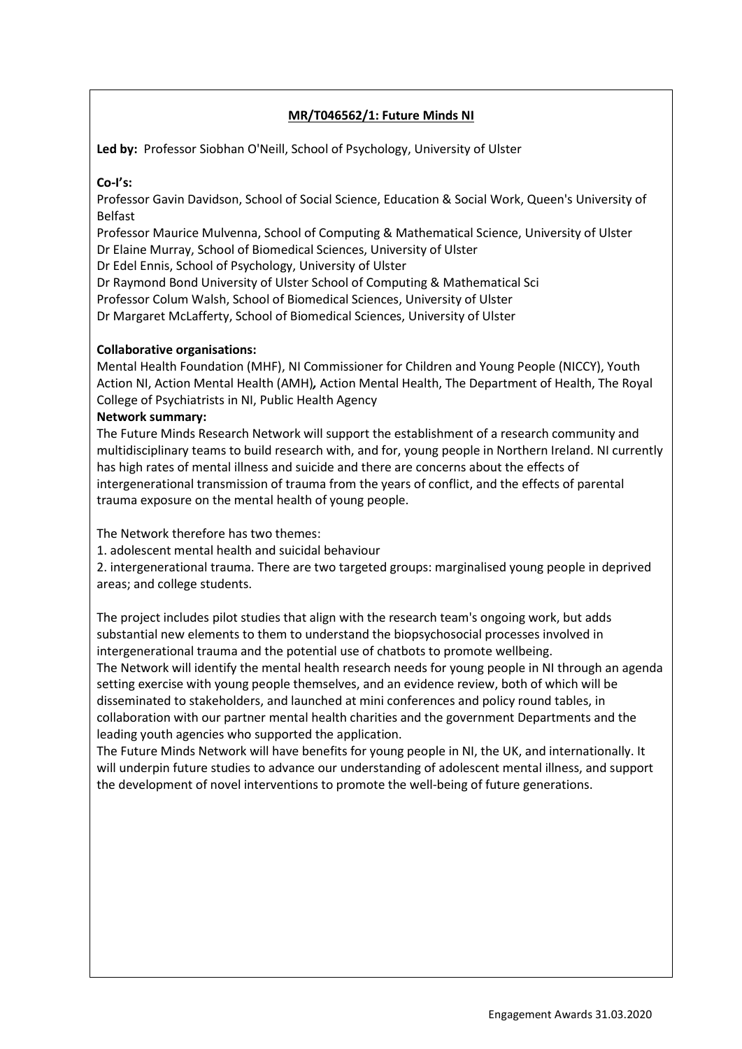**MR/T046562/1: Future Minds NI**

**Led by:** Professor Siobhan O'Neill, School of Psychology, University of Ulster

**Co-I's:**

Professor Gavin Davidson, School of Social Science, Education & Social Work, Queen's University of Belfast
Professor Maurice Mulvenna, School of Computing & Mathematical Science, University of Ulster
Dr Elaine Murray, School of Biomedical Sciences, University of Ulster
Dr Edel Ennis, School of Psychology, University of Ulster
Dr Raymond Bond University of Ulster School of Computing & Mathematical Sci
Professor Colum Walsh, School of Biomedical Sciences, University of Ulster
Dr Margaret McLafferty, School of Biomedical Sciences, University of Ulster

**Collaborative organisations:**

Mental Health Foundation (MHF), NI Commissioner for Children and Young People (NICCY), Youth Action NI, Action Mental Health (AMH)*,* Action Mental Health, The Department of Health, The Royal College of Psychiatrists in NI, Public Health Agency

**Network summary:**

The Future Minds Research Network will support the establishment of a research community and multidisciplinary teams to build research with, and for, young people in Northern Ireland. NI currently has high rates of mental illness and suicide and there are concerns about the effects of intergenerational transmission of trauma from the years of conflict, and the effects of parental trauma exposure on the mental health of young people.

The Network therefore has two themes:

1. adolescent mental health and suicidal behaviour
2. intergenerational trauma. There are two targeted groups: marginalised young people in deprived areas; and college students.

The project includes pilot studies that align with the research team's ongoing work, but adds substantial new elements to them to understand the biopsychosocial processes involved in intergenerational trauma and the potential use of chatbots to promote wellbeing.

The Network will identify the mental health research needs for young people in NI through an agenda setting exercise with young people themselves, and an evidence review, both of which will be disseminated to stakeholders, and launched at mini conferences and policy round tables, in collaboration with our partner mental health charities and the government Departments and the leading youth agencies who supported the application.

The Future Minds Network will have benefits for young people in NI, the UK, and internationally. It will underpin future studies to advance our understanding of adolescent mental illness, and support the development of novel interventions to promote the well-being of future generations.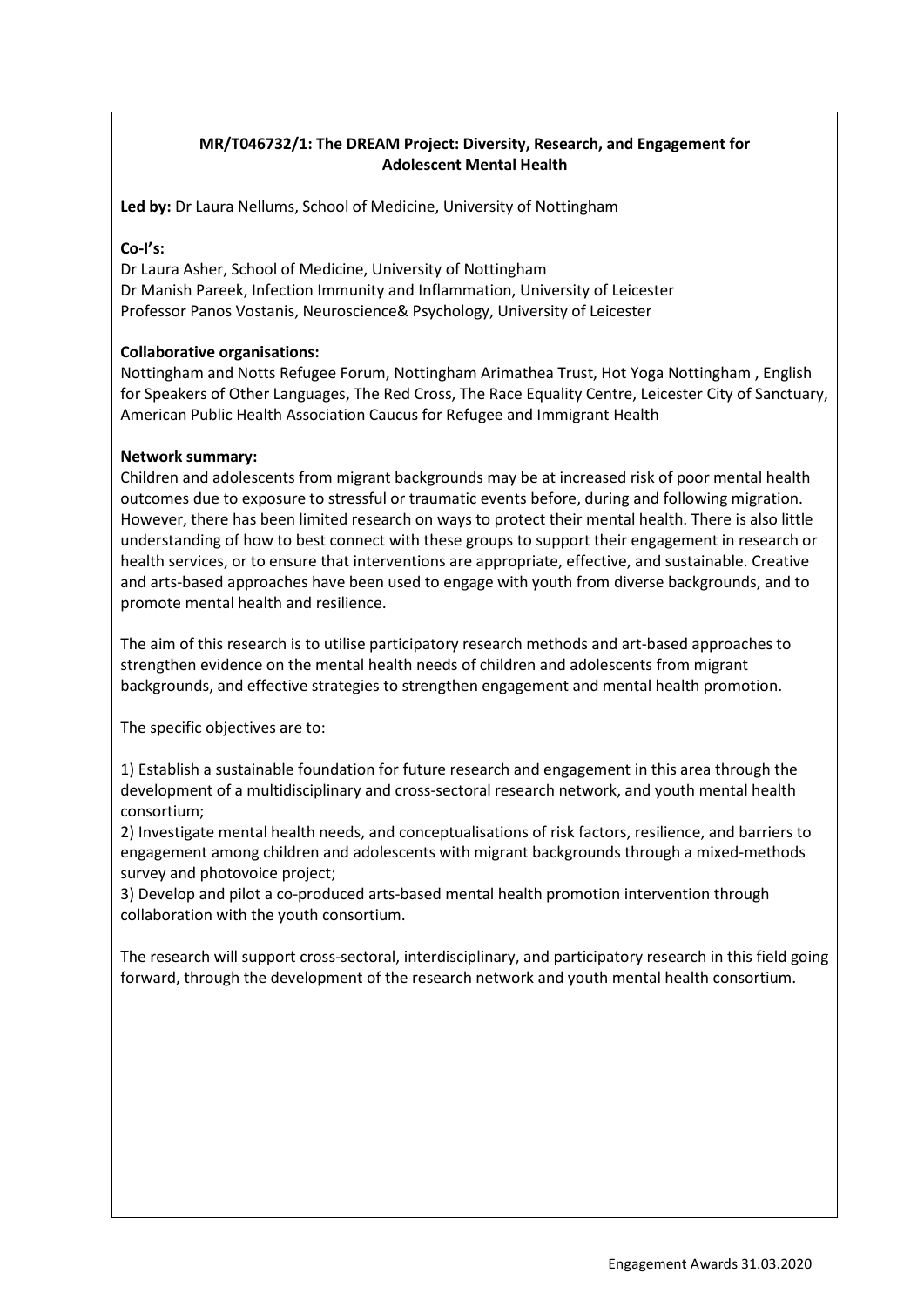## MR/T046732/1: The DREAM Project: Diversity, Research, and Engagement for Adolescent Mental Health

**Led by:** Dr Laura Nellums, School of Medicine, University of Nottingham

**Co-I's:**

Dr Laura Asher, School of Medicine, University of Nottingham
Dr Manish Pareek, Infection Immunity and Inflammation, University of Leicester
Professor Panos Vostanis, Neuroscience& Psychology, University of Leicester

**Collaborative organisations:**

Nottingham and Notts Refugee Forum, Nottingham Arimathea Trust, Hot Yoga Nottingham , English for Speakers of Other Languages, The Red Cross, The Race Equality Centre, Leicester City of Sanctuary, American Public Health Association Caucus for Refugee and Immigrant Health

**Network summary:**

Children and adolescents from migrant backgrounds may be at increased risk of poor mental health outcomes due to exposure to stressful or traumatic events before, during and following migration. However, there has been limited research on ways to protect their mental health. There is also little understanding of how to best connect with these groups to support their engagement in research or health services, or to ensure that interventions are appropriate, effective, and sustainable. Creative and arts-based approaches have been used to engage with youth from diverse backgrounds, and to promote mental health and resilience.

The aim of this research is to utilise participatory research methods and art-based approaches to strengthen evidence on the mental health needs of children and adolescents from migrant backgrounds, and effective strategies to strengthen engagement and mental health promotion.

The specific objectives are to:

1) Establish a sustainable foundation for future research and engagement in this area through the development of a multidisciplinary and cross-sectoral research network, and youth mental health consortium;
2) Investigate mental health needs, and conceptualisations of risk factors, resilience, and barriers to engagement among children and adolescents with migrant backgrounds through a mixed-methods survey and photovoice project;
3) Develop and pilot a co-produced arts-based mental health promotion intervention through collaboration with the youth consortium.

The research will support cross-sectoral, interdisciplinary, and participatory research in this field going forward, through the development of the research network and youth mental health consortium.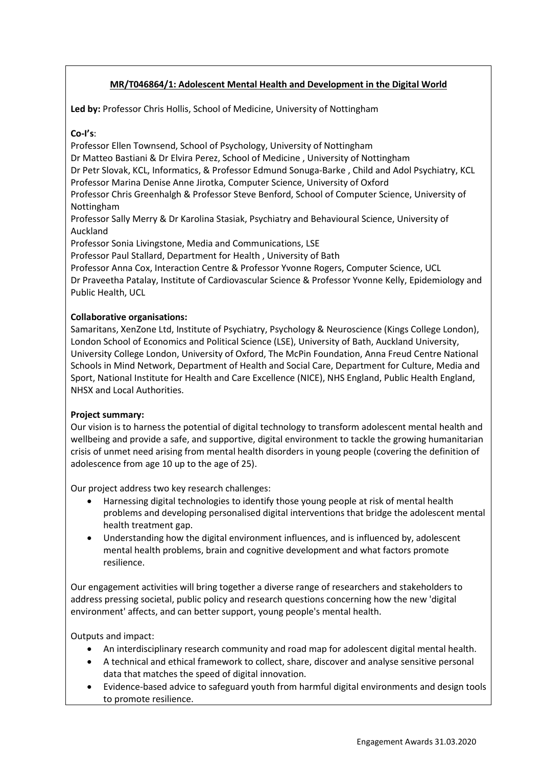**MR/T046864/1: Adolescent Mental Health and Development in the Digital World**

**Led by:** Professor Chris Hollis, School of Medicine, University of Nottingham

**Co-I's**:

Professor Ellen Townsend, School of Psychology, University of Nottingham
Dr Matteo Bastiani & Dr Elvira Perez, School of Medicine , University of Nottingham
Dr Petr Slovak, KCL, Informatics, & Professor Edmund Sonuga-Barke , Child and Adol Psychiatry, KCL
Professor Marina Denise Anne Jirotka, Computer Science, University of Oxford
Professor Chris Greenhalgh & Professor Steve Benford, School of Computer Science, University of Nottingham
Professor Sally Merry & Dr Karolina Stasiak, Psychiatry and Behavioural Science, University of Auckland
Professor Sonia Livingstone, Media and Communications, LSE
Professor Paul Stallard, Department for Health , University of Bath
Professor Anna Cox, Interaction Centre & Professor Yvonne Rogers, Computer Science, UCL
Dr Praveetha Patalay, Institute of Cardiovascular Science & Professor Yvonne Kelly, Epidemiology and Public Health, UCL

**Collaborative organisations:**

Samaritans, XenZone Ltd, Institute of Psychiatry, Psychology & Neuroscience (Kings College London), London School of Economics and Political Science (LSE), University of Bath, Auckland University, University College London, University of Oxford, The McPin Foundation, Anna Freud Centre National Schools in Mind Network, Department of Health and Social Care, Department for Culture, Media and Sport, National Institute for Health and Care Excellence (NICE), NHS England, Public Health England, NHSX and Local Authorities.

**Project summary:**

Our vision is to harness the potential of digital technology to transform adolescent mental health and wellbeing and provide a safe, and supportive, digital environment to tackle the growing humanitarian crisis of unmet need arising from mental health disorders in young people (covering the definition of adolescence from age 10 up to the age of 25).

Our project address two key research challenges:

- Harnessing digital technologies to identify those young people at risk of mental health problems and developing personalised digital interventions that bridge the adolescent mental health treatment gap.
- Understanding how the digital environment influences, and is influenced by, adolescent mental health problems, brain and cognitive development and what factors promote resilience.

Our engagement activities will bring together a diverse range of researchers and stakeholders to address pressing societal, public policy and research questions concerning how the new 'digital environment' affects, and can better support, young people's mental health.

Outputs and impact:

- An interdisciplinary research community and road map for adolescent digital mental health.
- A technical and ethical framework to collect, share, discover and analyse sensitive personal data that matches the speed of digital innovation.
- Evidence-based advice to safeguard youth from harmful digital environments and design tools to promote resilience.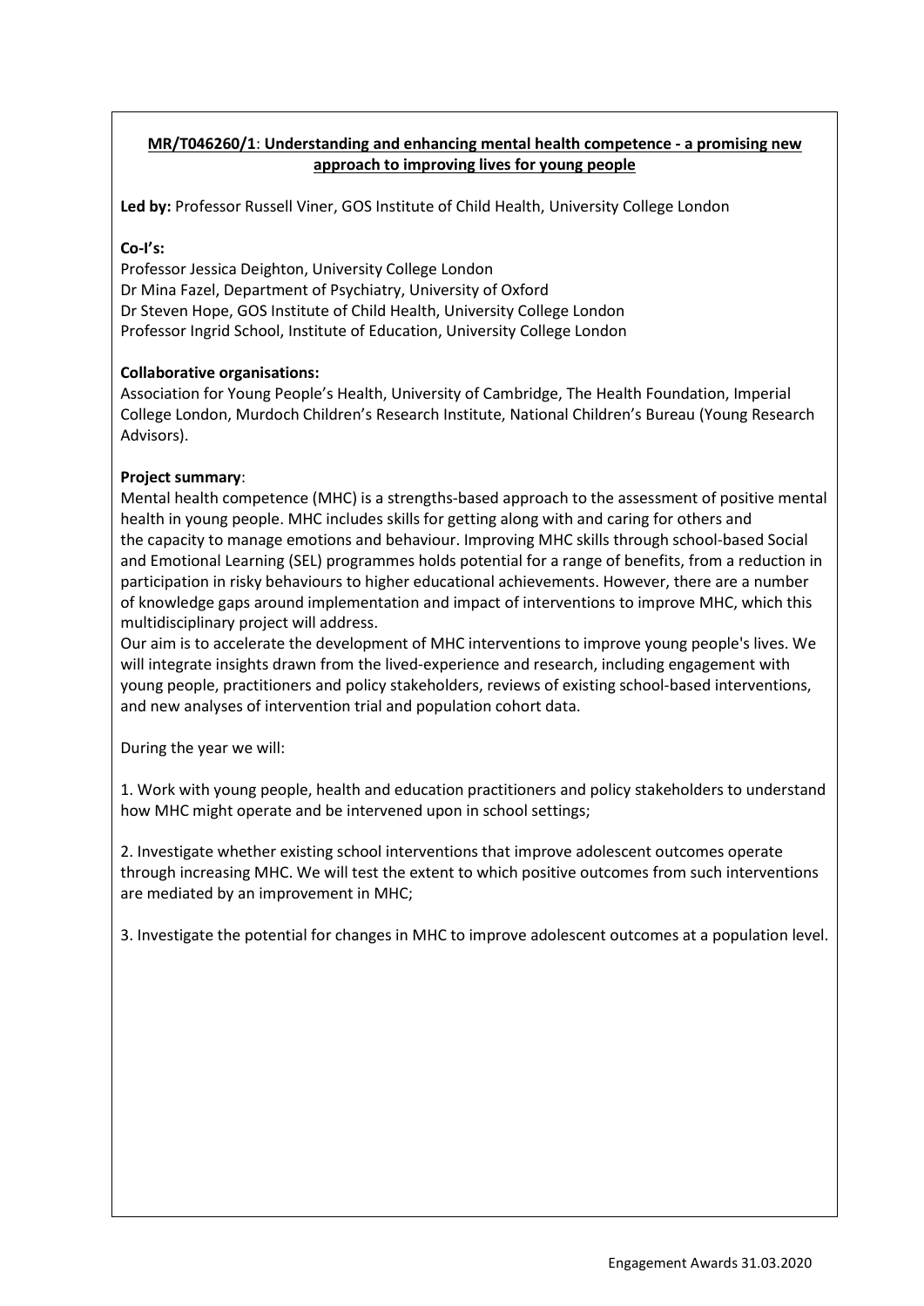**MR/T046260/1**: **Understanding and enhancing mental health competence - a promising new approach to improving lives for young people**

**Led by:** Professor Russell Viner, GOS Institute of Child Health, University College London

**Co-I's:**

Professor Jessica Deighton, University College London
Dr Mina Fazel, Department of Psychiatry, University of Oxford
Dr Steven Hope, GOS Institute of Child Health, University College London
Professor Ingrid School, Institute of Education, University College London

**Collaborative organisations:**

Association for Young People's Health, University of Cambridge, The Health Foundation, Imperial College London, Murdoch Children's Research Institute, National Children's Bureau (Young Research Advisors).

**Project summary**:

Mental health competence (MHC) is a strengths-based approach to the assessment of positive mental health in young people. MHC includes skills for getting along with and caring for others and the capacity to manage emotions and behaviour. Improving MHC skills through school-based Social and Emotional Learning (SEL) programmes holds potential for a range of benefits, from a reduction in participation in risky behaviours to higher educational achievements. However, there are a number of knowledge gaps around implementation and impact of interventions to improve MHC, which this multidisciplinary project will address.

Our aim is to accelerate the development of MHC interventions to improve young people's lives. We will integrate insights drawn from the lived-experience and research, including engagement with young people, practitioners and policy stakeholders, reviews of existing school-based interventions, and new analyses of intervention trial and population cohort data.

During the year we will:

1. Work with young people, health and education practitioners and policy stakeholders to understand how MHC might operate and be intervened upon in school settings;

2. Investigate whether existing school interventions that improve adolescent outcomes operate through increasing MHC. We will test the extent to which positive outcomes from such interventions are mediated by an improvement in MHC;

3. Investigate the potential for changes in MHC to improve adolescent outcomes at a population level.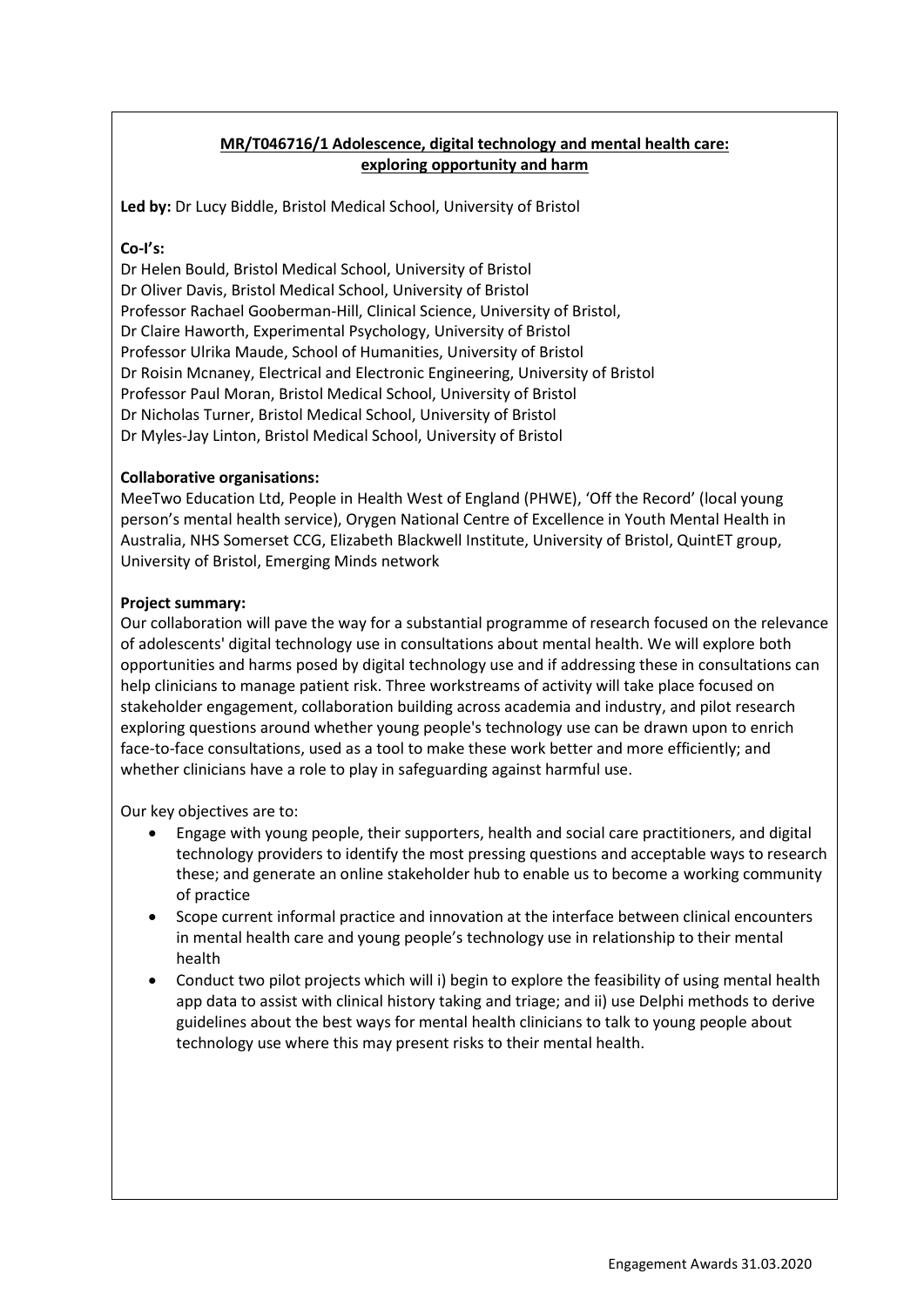**MR/T046716/1 Adolescence, digital technology and mental health care: exploring opportunity and harm**

**Led by:** Dr Lucy Biddle, Bristol Medical School, University of Bristol

**Co-I's:**

Dr Helen Bould, Bristol Medical School, University of Bristol
Dr Oliver Davis, Bristol Medical School, University of Bristol
Professor Rachael Gooberman-Hill, Clinical Science, University of Bristol,
Dr Claire Haworth, Experimental Psychology, University of Bristol
Professor Ulrika Maude, School of Humanities, University of Bristol
Dr Roisin Mcnaney, Electrical and Electronic Engineering, University of Bristol
Professor Paul Moran, Bristol Medical School, University of Bristol
Dr Nicholas Turner, Bristol Medical School, University of Bristol
Dr Myles-Jay Linton, Bristol Medical School, University of Bristol

**Collaborative organisations:**

MeeTwo Education Ltd, People in Health West of England (PHWE), 'Off the Record' (local young person's mental health service), Orygen National Centre of Excellence in Youth Mental Health in Australia, NHS Somerset CCG, Elizabeth Blackwell Institute, University of Bristol, QuintET group, University of Bristol, Emerging Minds network

**Project summary:**

Our collaboration will pave the way for a substantial programme of research focused on the relevance of adolescents' digital technology use in consultations about mental health. We will explore both opportunities and harms posed by digital technology use and if addressing these in consultations can help clinicians to manage patient risk. Three workstreams of activity will take place focused on stakeholder engagement, collaboration building across academia and industry, and pilot research exploring questions around whether young people's technology use can be drawn upon to enrich face-to-face consultations, used as a tool to make these work better and more efficiently; and whether clinicians have a role to play in safeguarding against harmful use.

Our key objectives are to:

- Engage with young people, their supporters, health and social care practitioners, and digital technology providers to identify the most pressing questions and acceptable ways to research these; and generate an online stakeholder hub to enable us to become a working community of practice
- Scope current informal practice and innovation at the interface between clinical encounters in mental health care and young people's technology use in relationship to their mental health
- Conduct two pilot projects which will i) begin to explore the feasibility of using mental health app data to assist with clinical history taking and triage; and ii) use Delphi methods to derive guidelines about the best ways for mental health clinicians to talk to young people about technology use where this may present risks to their mental health.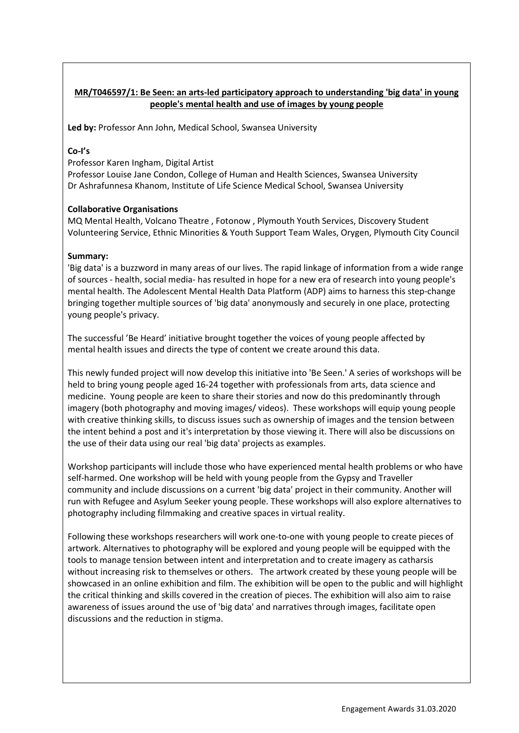**MR/T046597/1: Be Seen: an arts-led participatory approach to understanding 'big data' in young people's mental health and use of images by young people**

**Led by:** Professor Ann John, Medical School, Swansea University

**Co-I's**

Professor Karen Ingham, Digital Artist
Professor Louise Jane Condon, College of Human and Health Sciences, Swansea University
Dr Ashrafunnesa Khanom, Institute of Life Science Medical School, Swansea University

**Collaborative Organisations**

MQ Mental Health, Volcano Theatre , Fotonow , Plymouth Youth Services, Discovery Student Volunteering Service, Ethnic Minorities & Youth Support Team Wales, Orygen, Plymouth City Council

**Summary:**

'Big data' is a buzzword in many areas of our lives. The rapid linkage of information from a wide range of sources - health, social media- has resulted in hope for a new era of research into young people's mental health. The Adolescent Mental Health Data Platform (ADP) aims to harness this step-change bringing together multiple sources of 'big data' anonymously and securely in one place, protecting young people's privacy.

The successful 'Be Heard' initiative brought together the voices of young people affected by mental health issues and directs the type of content we create around this data.

This newly funded project will now develop this initiative into 'Be Seen.' A series of workshops will be held to bring young people aged 16-24 together with professionals from arts, data science and medicine. Young people are keen to share their stories and now do this predominantly through imagery (both photography and moving images/ videos). These workshops will equip young people with creative thinking skills, to discuss issues such as ownership of images and the tension between the intent behind a post and it's interpretation by those viewing it. There will also be discussions on the use of their data using our real 'big data' projects as examples.

Workshop participants will include those who have experienced mental health problems or who have self-harmed. One workshop will be held with young people from the Gypsy and Traveller community and include discussions on a current 'big data' project in their community. Another will run with Refugee and Asylum Seeker young people. These workshops will also explore alternatives to photography including filmmaking and creative spaces in virtual reality.

Following these workshops researchers will work one-to-one with young people to create pieces of artwork. Alternatives to photography will be explored and young people will be equipped with the tools to manage tension between intent and interpretation and to create imagery as catharsis without increasing risk to themselves or others. The artwork created by these young people will be showcased in an online exhibition and film. The exhibition will be open to the public and will highlight the critical thinking and skills covered in the creation of pieces. The exhibition will also aim to raise awareness of issues around the use of 'big data' and narratives through images, facilitate open discussions and the reduction in stigma.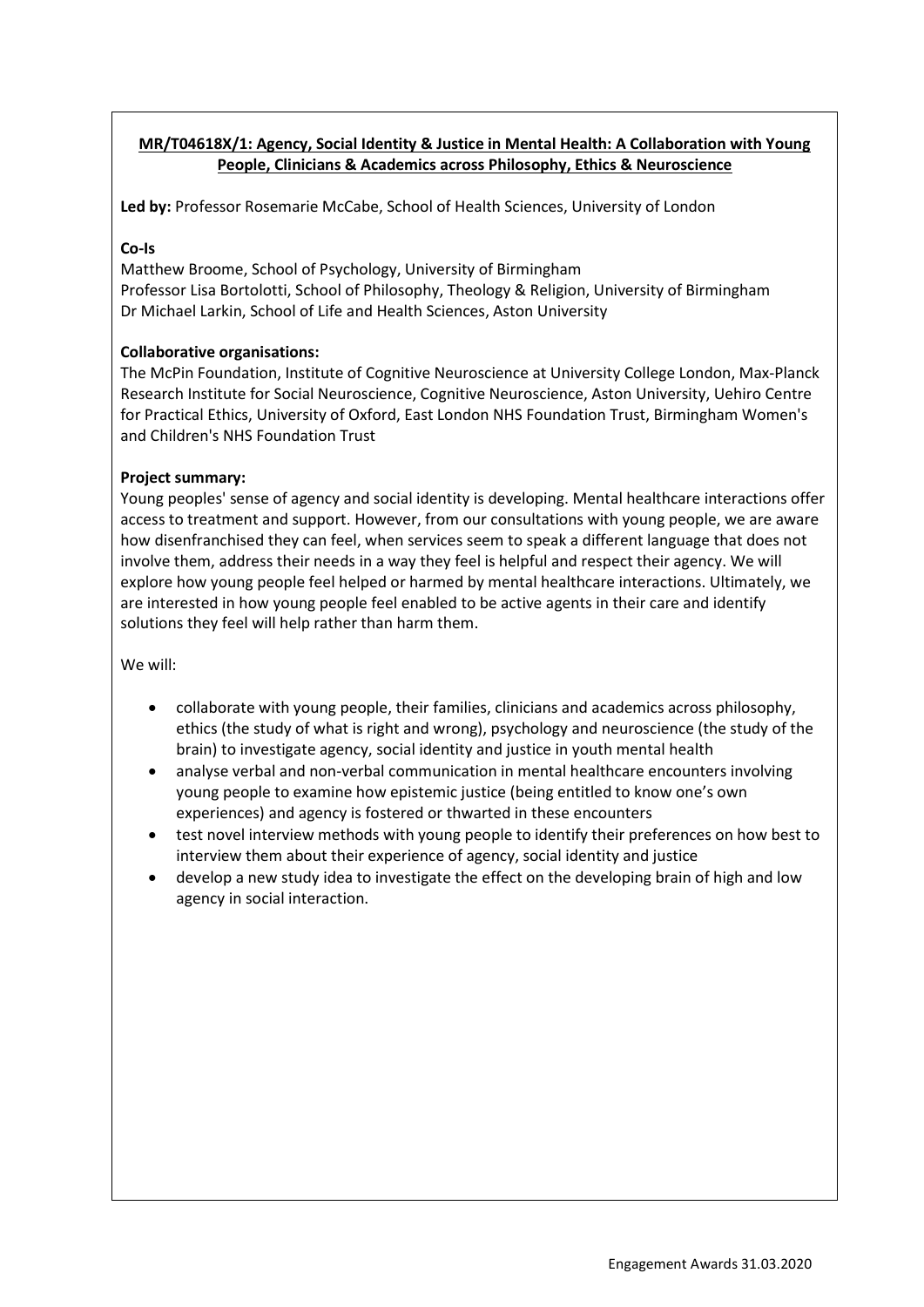**MR/T04618X/1: Agency, Social Identity & Justice in Mental Health: A Collaboration with Young People, Clinicians & Academics across Philosophy, Ethics & Neuroscience**

**Led by:** Professor Rosemarie McCabe, School of Health Sciences, University of London

**Co-Is**

Matthew Broome, School of Psychology, University of Birmingham
Professor Lisa Bortolotti, School of Philosophy, Theology & Religion, University of Birmingham
Dr Michael Larkin, School of Life and Health Sciences, Aston University

**Collaborative organisations:**

The McPin Foundation, Institute of Cognitive Neuroscience at University College London, Max-Planck Research Institute for Social Neuroscience, Cognitive Neuroscience, Aston University, Uehiro Centre for Practical Ethics, University of Oxford, East London NHS Foundation Trust, Birmingham Women's and Children's NHS Foundation Trust

**Project summary:**

Young peoples' sense of agency and social identity is developing. Mental healthcare interactions offer access to treatment and support. However, from our consultations with young people, we are aware how disenfranchised they can feel, when services seem to speak a different language that does not involve them, address their needs in a way they feel is helpful and respect their agency. We will explore how young people feel helped or harmed by mental healthcare interactions. Ultimately, we are interested in how young people feel enabled to be active agents in their care and identify solutions they feel will help rather than harm them.

We will:

- collaborate with young people, their families, clinicians and academics across philosophy, ethics (the study of what is right and wrong), psychology and neuroscience (the study of the brain) to investigate agency, social identity and justice in youth mental health
- analyse verbal and non-verbal communication in mental healthcare encounters involving young people to examine how epistemic justice (being entitled to know one's own experiences) and agency is fostered or thwarted in these encounters
- test novel interview methods with young people to identify their preferences on how best to interview them about their experience of agency, social identity and justice
- develop a new study idea to investigate the effect on the developing brain of high and low agency in social interaction.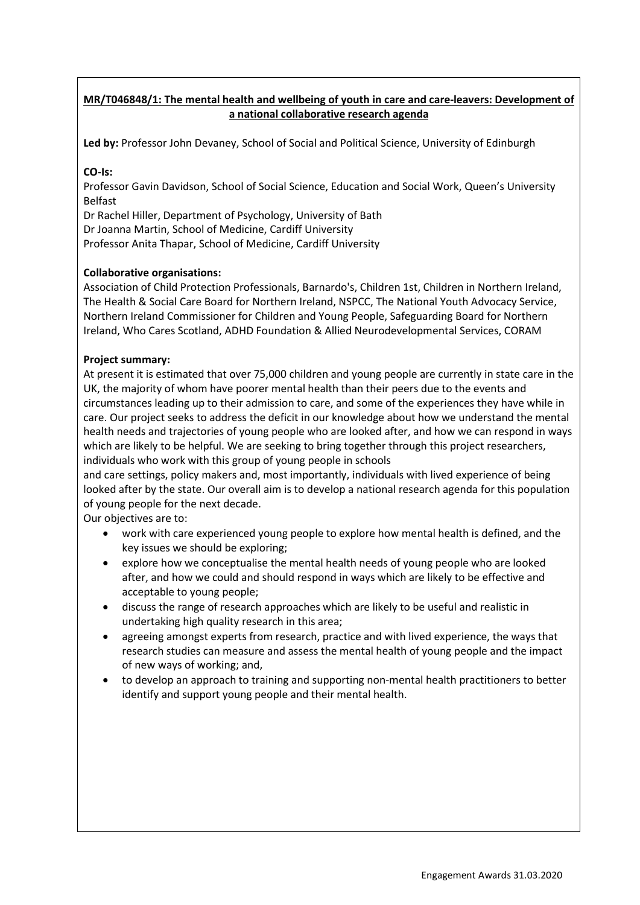**MR/T046848/1: The mental health and wellbeing of youth in care and care-leavers: Development of a national collaborative research agenda**

**Led by:** Professor John Devaney, School of Social and Political Science, University of Edinburgh

**CO-Is:**
Professor Gavin Davidson, School of Social Science, Education and Social Work, Queen's University Belfast
Dr Rachel Hiller, Department of Psychology, University of Bath
Dr Joanna Martin, School of Medicine, Cardiff University
Professor Anita Thapar, School of Medicine, Cardiff University

**Collaborative organisations:**
Association of Child Protection Professionals, Barnardo's, Children 1st, Children in Northern Ireland, The Health & Social Care Board for Northern Ireland, NSPCC, The National Youth Advocacy Service, Northern Ireland Commissioner for Children and Young People, Safeguarding Board for Northern Ireland, Who Cares Scotland, ADHD Foundation & Allied Neurodevelopmental Services, CORAM

**Project summary:**
At present it is estimated that over 75,000 children and young people are currently in state care in the UK, the majority of whom have poorer mental health than their peers due to the events and circumstances leading up to their admission to care, and some of the experiences they have while in care. Our project seeks to address the deficit in our knowledge about how we understand the mental health needs and trajectories of young people who are looked after, and how we can respond in ways which are likely to be helpful. We are seeking to bring together through this project researchers, individuals who work with this group of young people in schools and care settings, policy makers and, most importantly, individuals with lived experience of being looked after by the state. Our overall aim is to develop a national research agenda for this population of young people for the next decade.

Our objectives are to:

- work with care experienced young people to explore how mental health is defined, and the key issues we should be exploring;
- explore how we conceptualise the mental health needs of young people who are looked after, and how we could and should respond in ways which are likely to be effective and acceptable to young people;
- discuss the range of research approaches which are likely to be useful and realistic in undertaking high quality research in this area;
- agreeing amongst experts from research, practice and with lived experience, the ways that research studies can measure and assess the mental health of young people and the impact of new ways of working; and,
- to develop an approach to training and supporting non-mental health practitioners to better identify and support young people and their mental health.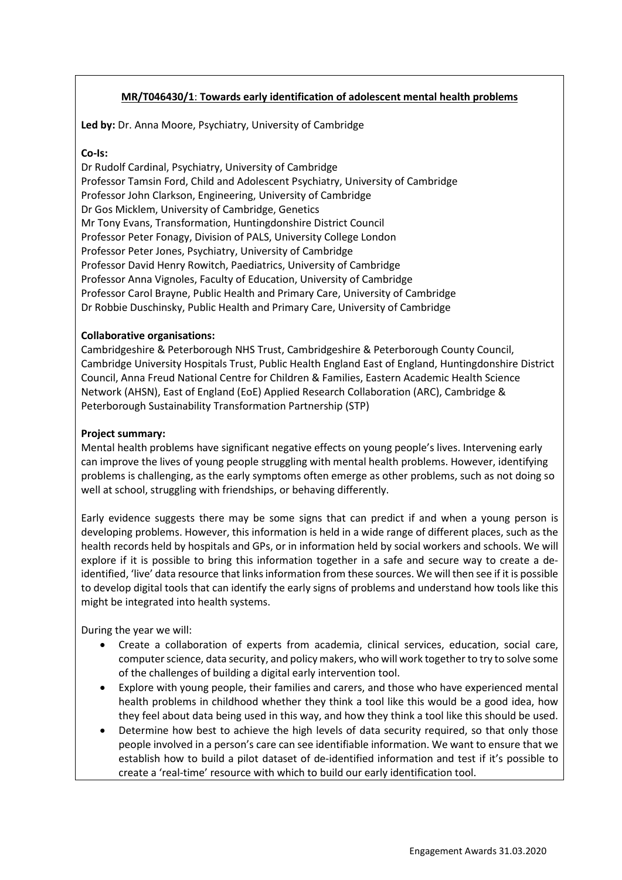**MR/T046430/1: Towards early identification of adolescent mental health problems**

**Led by:** Dr. Anna Moore, Psychiatry, University of Cambridge

**Co-Is:**

Dr Rudolf Cardinal, Psychiatry, University of Cambridge
Professor Tamsin Ford, Child and Adolescent Psychiatry, University of Cambridge
Professor John Clarkson, Engineering, University of Cambridge
Dr Gos Micklem, University of Cambridge, Genetics
Mr Tony Evans, Transformation, Huntingdonshire District Council
Professor Peter Fonagy, Division of PALS, University College London
Professor Peter Jones, Psychiatry, University of Cambridge
Professor David Henry Rowitch, Paediatrics, University of Cambridge
Professor Anna Vignoles, Faculty of Education, University of Cambridge
Professor Carol Brayne, Public Health and Primary Care, University of Cambridge
Dr Robbie Duschinsky, Public Health and Primary Care, University of Cambridge

**Collaborative organisations:**

Cambridgeshire & Peterborough NHS Trust, Cambridgeshire & Peterborough County Council, Cambridge University Hospitals Trust, Public Health England East of England, Huntingdonshire District Council, Anna Freud National Centre for Children & Families, Eastern Academic Health Science Network (AHSN), East of England (EoE) Applied Research Collaboration (ARC), Cambridge & Peterborough Sustainability Transformation Partnership (STP)

**Project summary:**

Mental health problems have significant negative effects on young people's lives. Intervening early can improve the lives of young people struggling with mental health problems. However, identifying problems is challenging, as the early symptoms often emerge as other problems, such as not doing so well at school, struggling with friendships, or behaving differently.

Early evidence suggests there may be some signs that can predict if and when a young person is developing problems. However, this information is held in a wide range of different places, such as the health records held by hospitals and GPs, or in information held by social workers and schools. We will explore if it is possible to bring this information together in a safe and secure way to create a de-identified, 'live' data resource that links information from these sources. We will then see if it is possible to develop digital tools that can identify the early signs of problems and understand how tools like this might be integrated into health systems.

During the year we will:

- Create a collaboration of experts from academia, clinical services, education, social care, computer science, data security, and policy makers, who will work together to try to solve some of the challenges of building a digital early intervention tool.
- Explore with young people, their families and carers, and those who have experienced mental health problems in childhood whether they think a tool like this would be a good idea, how they feel about data being used in this way, and how they think a tool like this should be used.
- Determine how best to achieve the high levels of data security required, so that only those people involved in a person's care can see identifiable information. We want to ensure that we establish how to build a pilot dataset of de-identified information and test if it's possible to create a 'real-time' resource with which to build our early identification tool.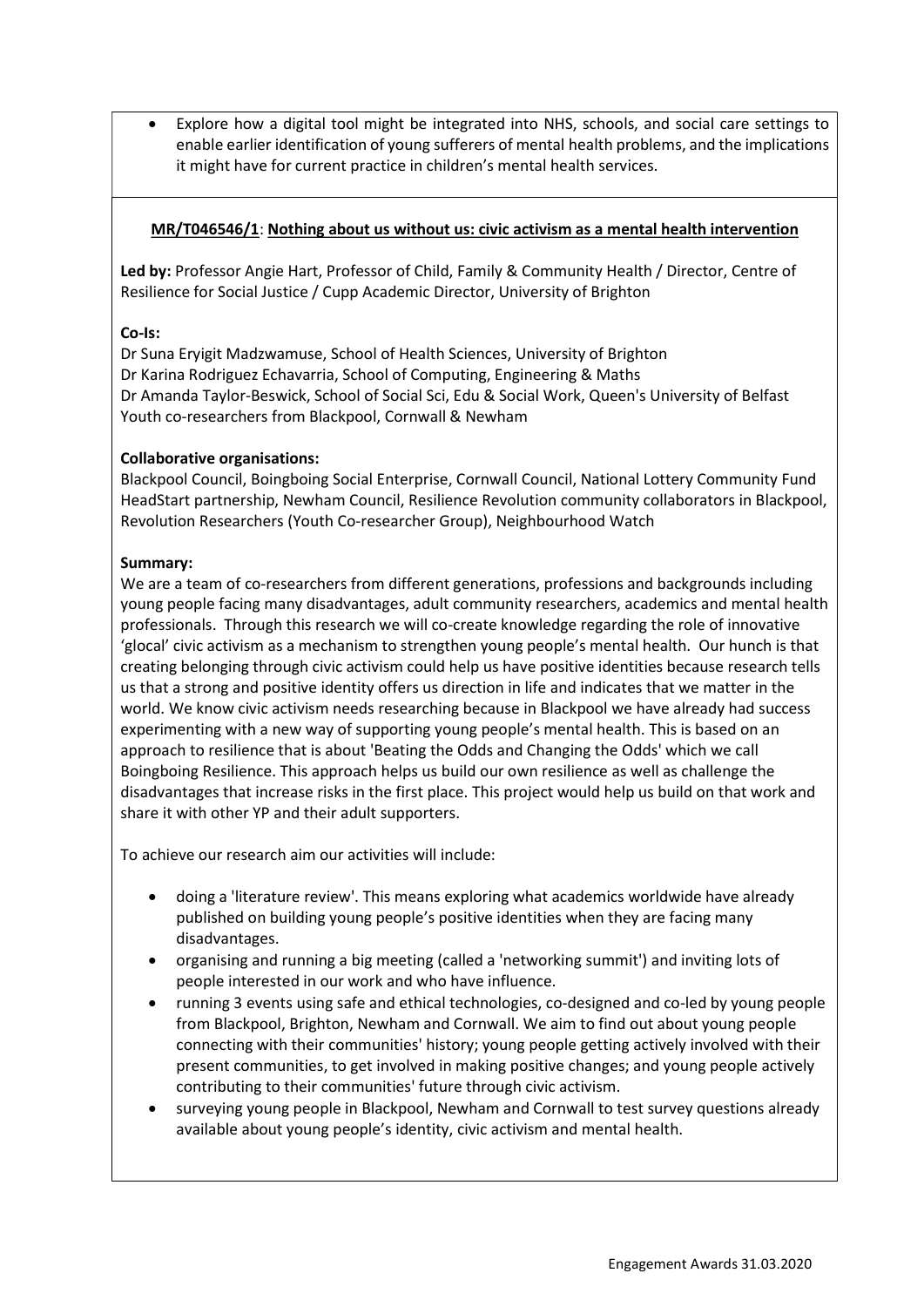- Explore how a digital tool might be integrated into NHS, schools, and social care settings to enable earlier identification of young sufferers of mental health problems, and the implications it might have for current practice in children's mental health services.

**MR/T046546/1**: **Nothing about us without us: civic activism as a mental health intervention**

**Led by:** Professor Angie Hart, Professor of Child, Family & Community Health / Director, Centre of Resilience for Social Justice / Cupp Academic Director, University of Brighton

**Co-Is:**
Dr Suna Eryigit Madzwamuse, School of Health Sciences, University of Brighton
Dr Karina Rodriguez Echavarria, School of Computing, Engineering & Maths
Dr Amanda Taylor-Beswick, School of Social Sci, Edu & Social Work, Queen's University of Belfast
Youth co-researchers from Blackpool, Cornwall & Newham

**Collaborative organisations:**
Blackpool Council, Boingboing Social Enterprise, Cornwall Council, National Lottery Community Fund HeadStart partnership, Newham Council, Resilience Revolution community collaborators in Blackpool, Revolution Researchers (Youth Co-researcher Group), Neighbourhood Watch

**Summary:**
We are a team of co-researchers from different generations, professions and backgrounds including young people facing many disadvantages, adult community researchers, academics and mental health professionals. Through this research we will co-create knowledge regarding the role of innovative 'glocal' civic activism as a mechanism to strengthen young people's mental health. Our hunch is that creating belonging through civic activism could help us have positive identities because research tells us that a strong and positive identity offers us direction in life and indicates that we matter in the world. We know civic activism needs researching because in Blackpool we have already had success experimenting with a new way of supporting young people's mental health. This is based on an approach to resilience that is about 'Beating the Odds and Changing the Odds' which we call Boingboing Resilience. This approach helps us build our own resilience as well as challenge the disadvantages that increase risks in the first place. This project would help us build on that work and share it with other YP and their adult supporters.

To achieve our research aim our activities will include:

- doing a 'literature review'. This means exploring what academics worldwide have already published on building young people's positive identities when they are facing many disadvantages.
- organising and running a big meeting (called a 'networking summit') and inviting lots of people interested in our work and who have influence.
- running 3 events using safe and ethical technologies, co-designed and co-led by young people from Blackpool, Brighton, Newham and Cornwall. We aim to find out about young people connecting with their communities' history; young people getting actively involved with their present communities, to get involved in making positive changes; and young people actively contributing to their communities' future through civic activism.
- surveying young people in Blackpool, Newham and Cornwall to test survey questions already available about young people's identity, civic activism and mental health.